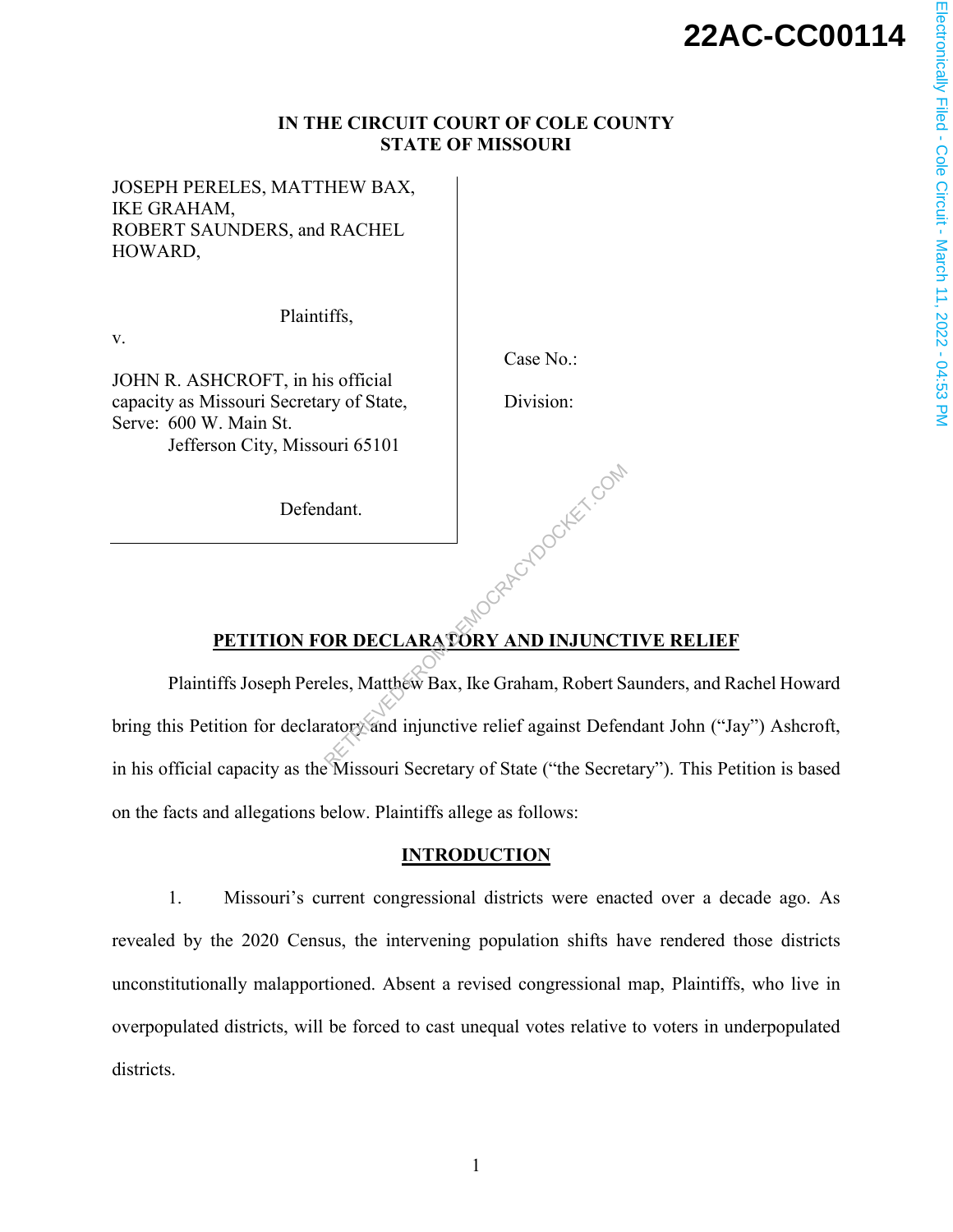**22AC-CC00114**

**IN THE CIRCUIT COURT OF COLE COUNTY**
**STATE OF MISSOURI**

JOSEPH PERELES, MATTHEW BAX, IKE GRAHAM,
ROBERT SAUNDERS, and RACHEL HOWARD,

Plaintiffs,

v.

JOHN R. ASHCROFT, in his official capacity as Missouri Secretary of State,
Serve: 600 W. Main St.
Jefferson City, Missouri 65101

Defendant.

Case No.:

Division:

## PETITION FOR DECLARATORY AND INJUNCTIVE RELIEF

Plaintiffs Joseph Pereles, Matthew Bax, Ike Graham, Robert Saunders, and Rachel Howard bring this Petition for declaratory and injunctive relief against Defendant John ("Jay") Ashcroft, in his official capacity as the Missouri Secretary of State ("the Secretary"). This Petition is based on the facts and allegations below. Plaintiffs allege as follows:

## INTRODUCTION

1. Missouri's current congressional districts were enacted over a decade ago. As revealed by the 2020 Census, the intervening population shifts have rendered those districts unconstitutionally malapportioned. Absent a revised congressional map, Plaintiffs, who live in overpopulated districts, will be forced to cast unequal votes relative to voters in underpopulated districts.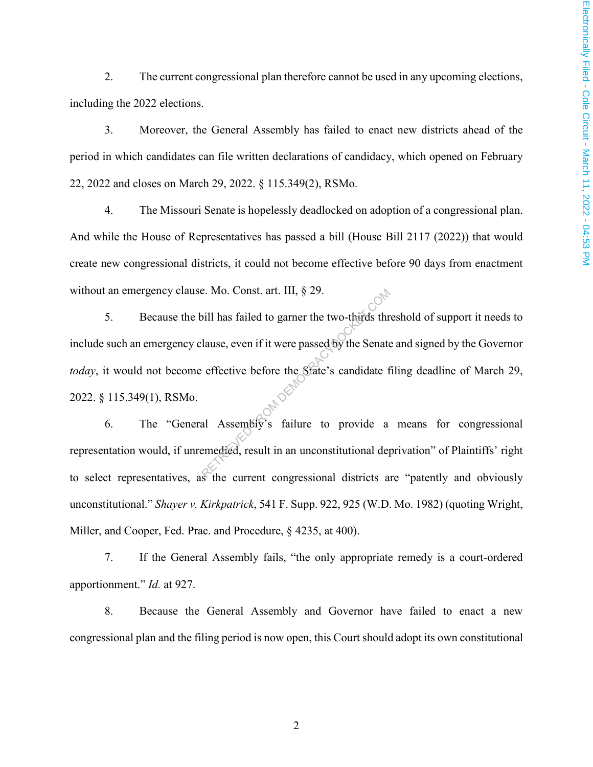2. The current congressional plan therefore cannot be used in any upcoming elections, including the 2022 elections.

3. Moreover, the General Assembly has failed to enact new districts ahead of the period in which candidates can file written declarations of candidacy, which opened on February 22, 2022 and closes on March 29, 2022. § 115.349(2), RSMo.

4. The Missouri Senate is hopelessly deadlocked on adoption of a congressional plan. And while the House of Representatives has passed a bill (House Bill 2117 (2022)) that would create new congressional districts, it could not become effective before 90 days from enactment without an emergency clause. Mo. Const. art. III, § 29.

5. Because the bill has failed to garner the two-thirds threshold of support it needs to include such an emergency clause, even if it were passed by the Senate and signed by the Governor *today*, it would not become effective before the State's candidate filing deadline of March 29, 2022. § 115.349(1), RSMo.

6. The "General Assembly's failure to provide a means for congressional representation would, if unremedied, result in an unconstitutional deprivation" of Plaintiffs' right to select representatives, as the current congressional districts are "patently and obviously unconstitutional." *Shayer v. Kirkpatrick*, 541 F. Supp. 922, 925 (W.D. Mo. 1982) (quoting Wright, Miller, and Cooper, Fed. Prac. and Procedure, § 4235, at 400).

7. If the General Assembly fails, "the only appropriate remedy is a court-ordered apportionment." *Id.* at 927.

8. Because the General Assembly and Governor have failed to enact a new congressional plan and the filing period is now open, this Court should adopt its own constitutional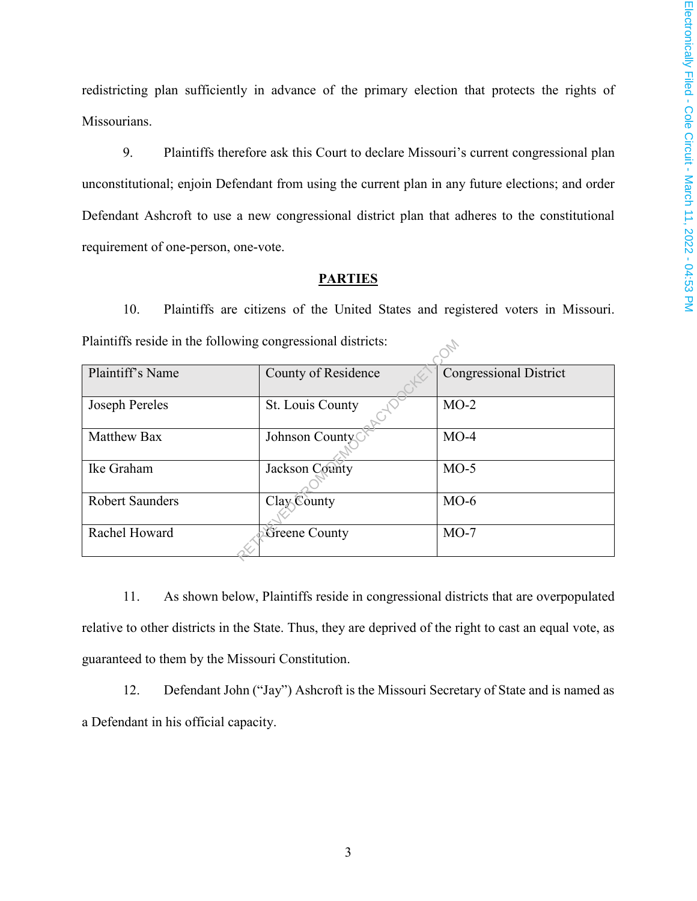redistricting plan sufficiently in advance of the primary election that protects the rights of Missourians.

9. Plaintiffs therefore ask this Court to declare Missouri's current congressional plan unconstitutional; enjoin Defendant from using the current plan in any future elections; and order Defendant Ashcroft to use a new congressional district plan that adheres to the constitutional requirement of one-person, one-vote.

## PARTIES

10. Plaintiffs are citizens of the United States and registered voters in Missouri. Plaintiffs reside in the following congressional districts:

| Plaintiff's Name | County of Residence | Congressional District |
|---|---|---|
| Joseph Pereles | St. Louis County | MO-2 |
| Matthew Bax | Johnson County | MO-4 |
| Ike Graham | Jackson County | MO-5 |
| Robert Saunders | Clay County | MO-6 |
| Rachel Howard | Greene County | MO-7 |

11. As shown below, Plaintiffs reside in congressional districts that are overpopulated relative to other districts in the State. Thus, they are deprived of the right to cast an equal vote, as guaranteed to them by the Missouri Constitution.

12. Defendant John ("Jay") Ashcroft is the Missouri Secretary of State and is named as a Defendant in his official capacity.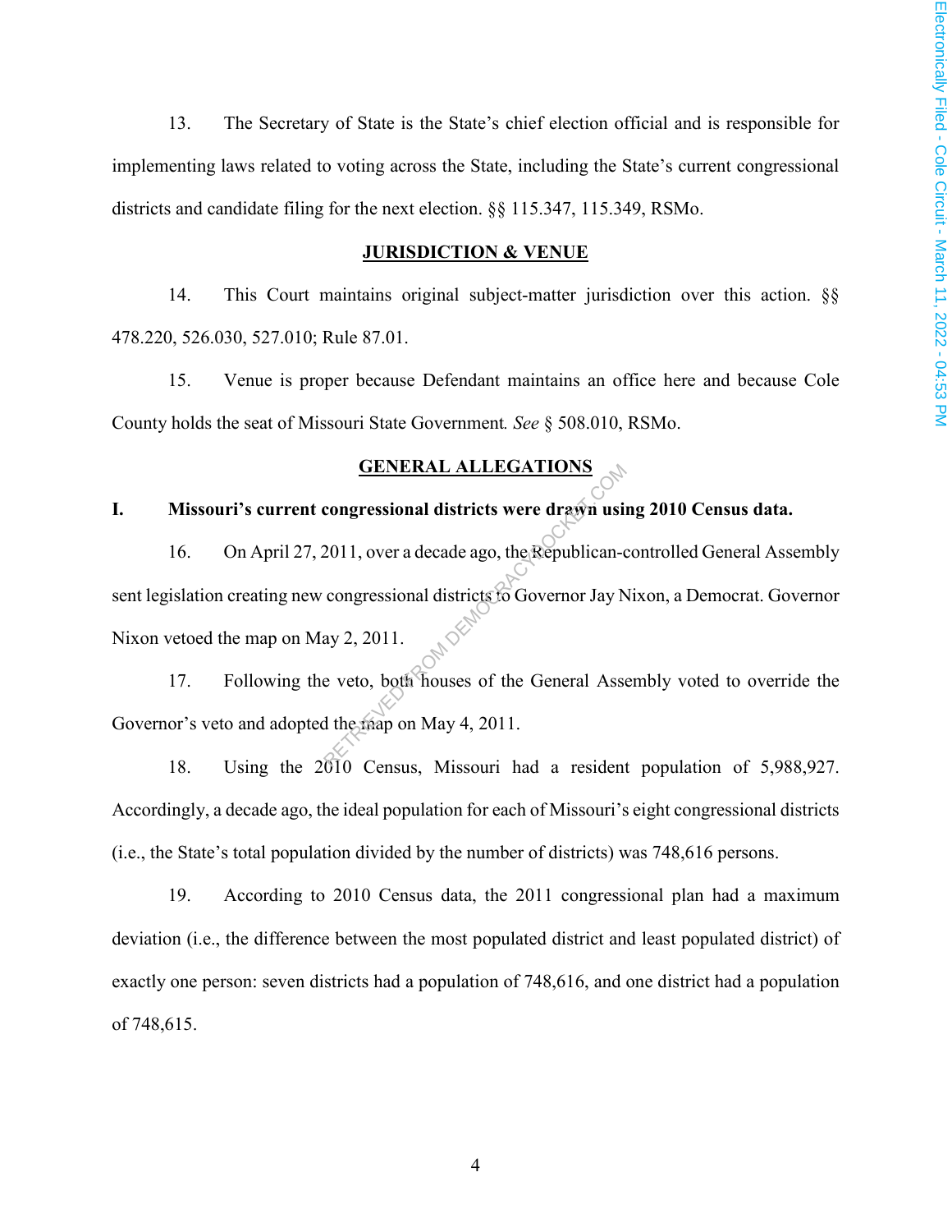13. The Secretary of State is the State's chief election official and is responsible for implementing laws related to voting across the State, including the State's current congressional districts and candidate filing for the next election. §§ 115.347, 115.349, RSMo.

## JURISDICTION & VENUE

14. This Court maintains original subject-matter jurisdiction over this action. §§ 478.220, 526.030, 527.010; Rule 87.01.

15. Venue is proper because Defendant maintains an office here and because Cole County holds the seat of Missouri State Government. *See* § 508.010, RSMo.

## GENERAL ALLEGATIONS

### I. Missouri's current congressional districts were drawn using 2010 Census data.

16. On April 27, 2011, over a decade ago, the Republican-controlled General Assembly sent legislation creating new congressional districts to Governor Jay Nixon, a Democrat. Governor Nixon vetoed the map on May 2, 2011.

17. Following the veto, both houses of the General Assembly voted to override the Governor's veto and adopted the map on May 4, 2011.

18. Using the 2010 Census, Missouri had a resident population of 5,988,927. Accordingly, a decade ago, the ideal population for each of Missouri's eight congressional districts (i.e., the State's total population divided by the number of districts) was 748,616 persons.

19. According to 2010 Census data, the 2011 congressional plan had a maximum deviation (i.e., the difference between the most populated district and least populated district) of exactly one person: seven districts had a population of 748,616, and one district had a population of 748,615.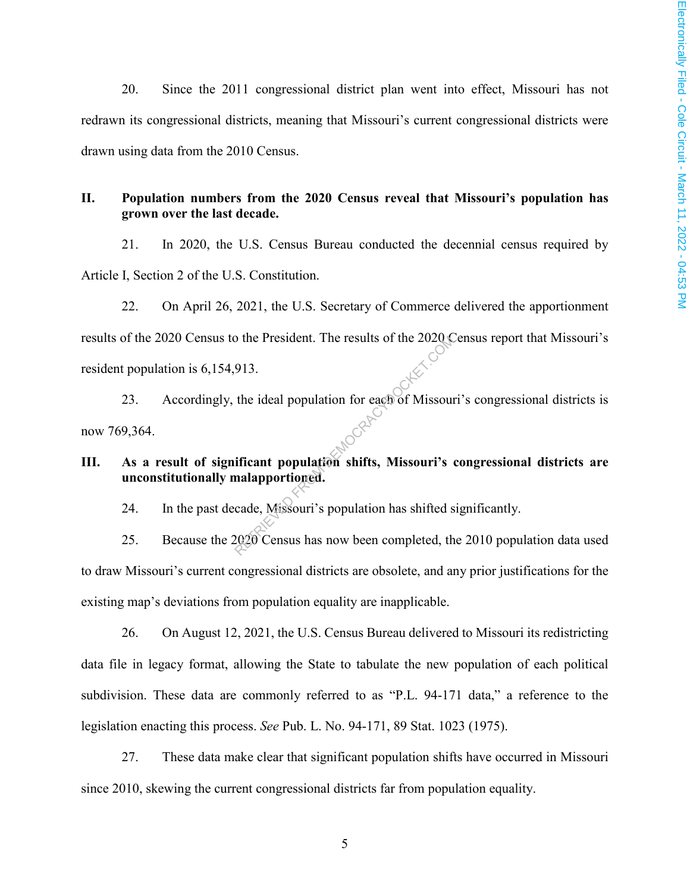20. Since the 2011 congressional district plan went into effect, Missouri has not redrawn its congressional districts, meaning that Missouri's current congressional districts were drawn using data from the 2010 Census.

## II. Population numbers from the 2020 Census reveal that Missouri's population has grown over the last decade.

21. In 2020, the U.S. Census Bureau conducted the decennial census required by Article I, Section 2 of the U.S. Constitution.

22. On April 26, 2021, the U.S. Secretary of Commerce delivered the apportionment results of the 2020 Census to the President. The results of the 2020 Census report that Missouri's resident population is 6,154,913.

23. Accordingly, the ideal population for each of Missouri's congressional districts is now 769,364.

## III. As a result of significant population shifts, Missouri's congressional districts are unconstitutionally malapportioned.

24. In the past decade, Missouri's population has shifted significantly.

25. Because the 2020 Census has now been completed, the 2010 population data used to draw Missouri's current congressional districts are obsolete, and any prior justifications for the existing map's deviations from population equality are inapplicable.

26. On August 12, 2021, the U.S. Census Bureau delivered to Missouri its redistricting data file in legacy format, allowing the State to tabulate the new population of each political subdivision. These data are commonly referred to as "P.L. 94-171 data," a reference to the legislation enacting this process. *See* Pub. L. No. 94-171, 89 Stat. 1023 (1975).

27. These data make clear that significant population shifts have occurred in Missouri since 2010, skewing the current congressional districts far from population equality.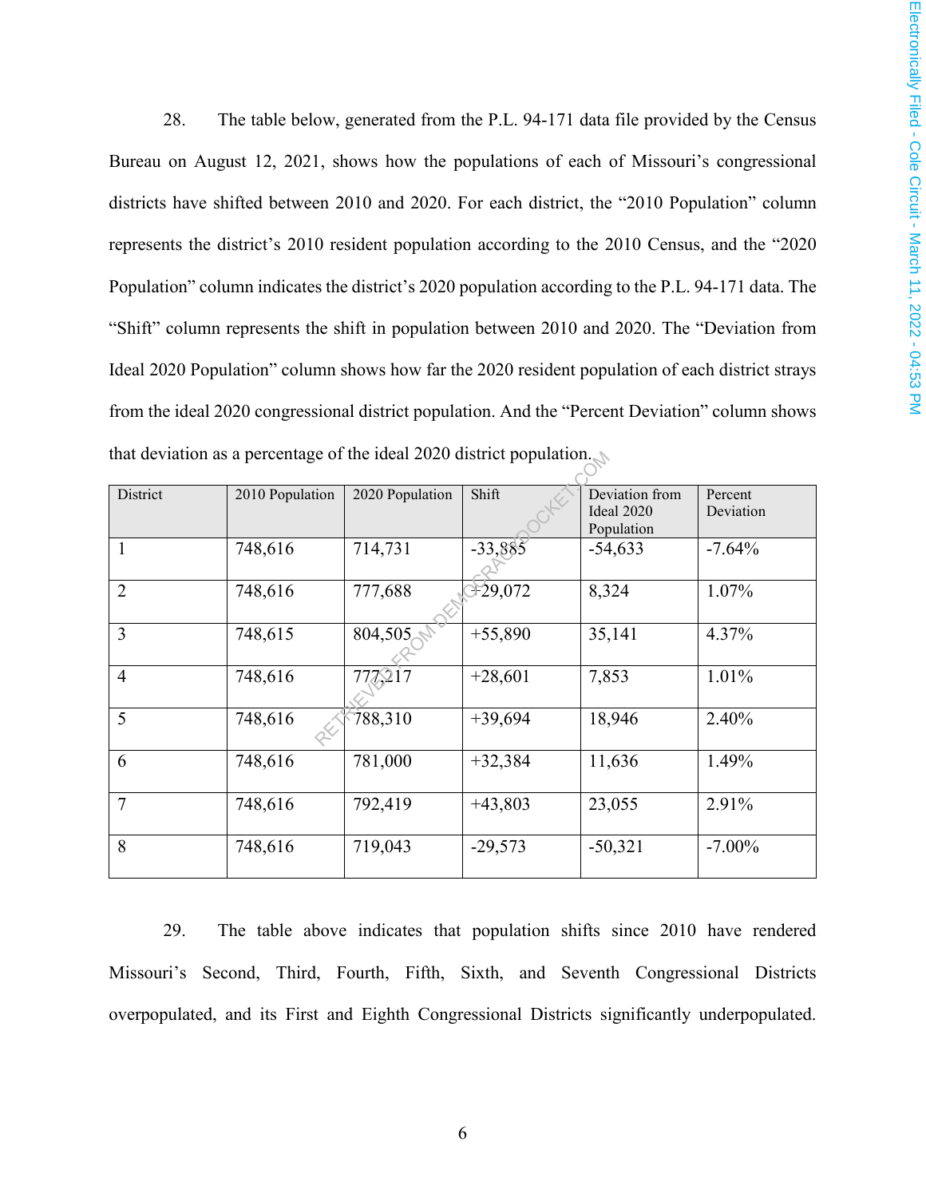28. The table below, generated from the P.L. 94-171 data file provided by the Census Bureau on August 12, 2021, shows how the populations of each of Missouri's congressional districts have shifted between 2010 and 2020. For each district, the "2010 Population" column represents the district's 2010 resident population according to the 2010 Census, and the "2020 Population" column indicates the district's 2020 population according to the P.L. 94-171 data. The "Shift" column represents the shift in population between 2010 and 2020. The "Deviation from Ideal 2020 Population" column shows how far the 2020 resident population of each district strays from the ideal 2020 congressional district population. And the "Percent Deviation" column shows that deviation as a percentage of the ideal 2020 district population.

| District | 2010 Population | 2020 Population | Shift | Deviation from Ideal 2020 Population | Percent Deviation |
|---|---|---|---|---|---|
| 1 | 748,616 | 714,731 | -33,885 | -54,633 | -7.64% |
| 2 | 748,616 | 777,688 | +29,072 | 8,324 | 1.07% |
| 3 | 748,615 | 804,505 | +55,890 | 35,141 | 4.37% |
| 4 | 748,616 | 777,217 | +28,601 | 7,853 | 1.01% |
| 5 | 748,616 | 788,310 | +39,694 | 18,946 | 2.40% |
| 6 | 748,616 | 781,000 | +32,384 | 11,636 | 1.49% |
| 7 | 748,616 | 792,419 | +43,803 | 23,055 | 2.91% |
| 8 | 748,616 | 719,043 | -29,573 | -50,321 | -7.00% |

29. The table above indicates that population shifts since 2010 have rendered Missouri's Second, Third, Fourth, Fifth, Sixth, and Seventh Congressional Districts overpopulated, and its First and Eighth Congressional Districts significantly underpopulated.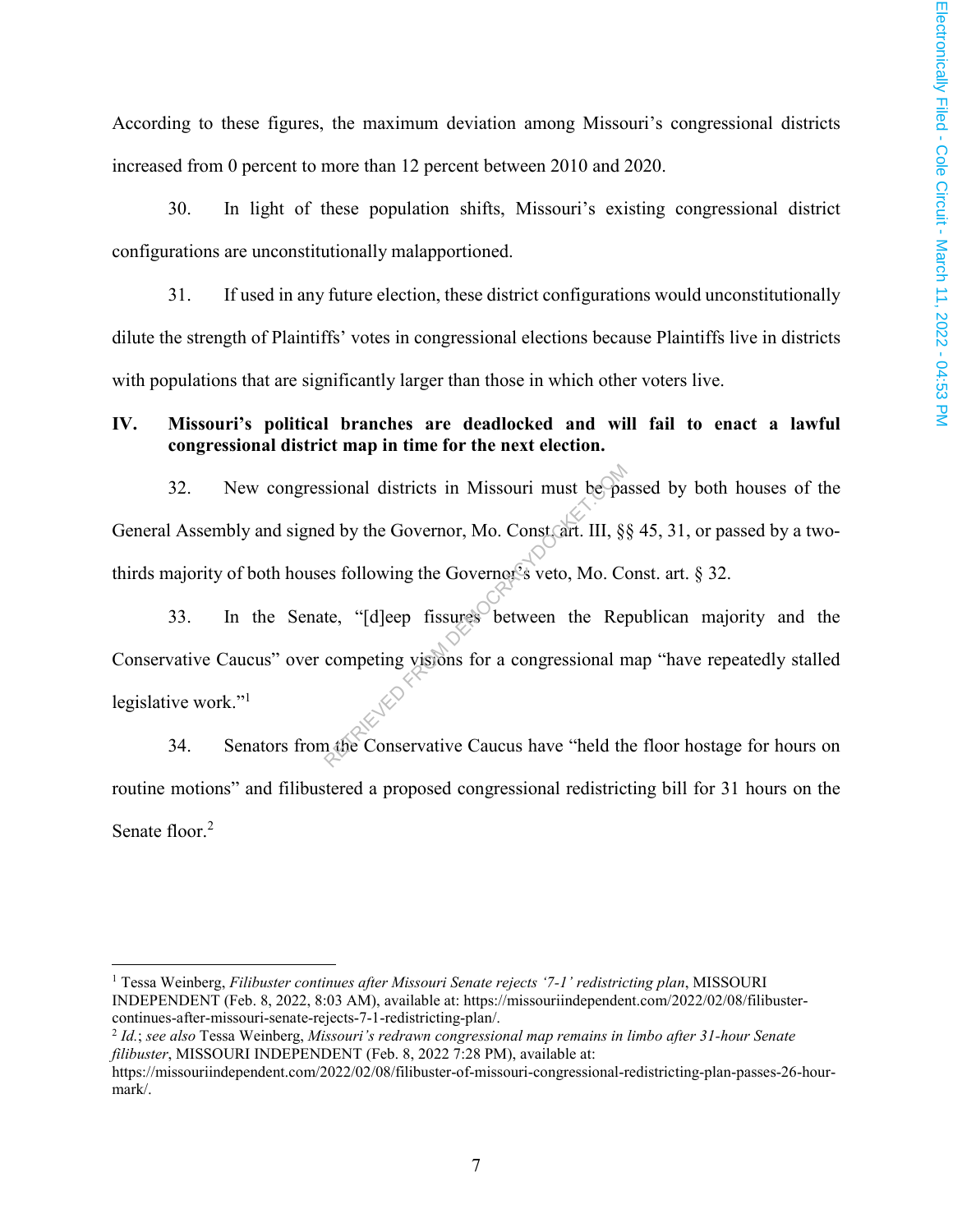According to these figures, the maximum deviation among Missouri's congressional districts increased from 0 percent to more than 12 percent between 2010 and 2020.

30. In light of these population shifts, Missouri's existing congressional district configurations are unconstitutionally malapportioned.

31. If used in any future election, these district configurations would unconstitutionally dilute the strength of Plaintiffs' votes in congressional elections because Plaintiffs live in districts with populations that are significantly larger than those in which other voters live.

## IV. Missouri's political branches are deadlocked and will fail to enact a lawful congressional district map in time for the next election.

32. New congressional districts in Missouri must be passed by both houses of the General Assembly and signed by the Governor, Mo. Const. art. III, §§ 45, 31, or passed by a two-thirds majority of both houses following the Governor's veto, Mo. Const. art. § 32.

33. In the Senate, "[d]eep fissures between the Republican majority and the Conservative Caucus" over competing visions for a congressional map "have repeatedly stalled legislative work."[1]

34. Senators from the Conservative Caucus have "held the floor hostage for hours on routine motions" and filibustered a proposed congressional redistricting bill for 31 hours on the Senate floor.[2]

---

[1] Tessa Weinberg, *Filibuster continues after Missouri Senate rejects '7-1' redistricting plan*, MISSOURI INDEPENDENT (Feb. 8, 2022, 8:03 AM), available at: https://missouriindependent.com/2022/02/08/filibuster-continues-after-missouri-senate-rejects-7-1-redistricting-plan/.

[2] *Id.*; *see also* Tessa Weinberg, *Missouri's redrawn congressional map remains in limbo after 31-hour Senate filibuster*, MISSOURI INDEPENDENT (Feb. 8, 2022 7:28 PM), available at: https://missouriindependent.com/2022/02/08/filibuster-of-missouri-congressional-redistricting-plan-passes-26-hour-mark/.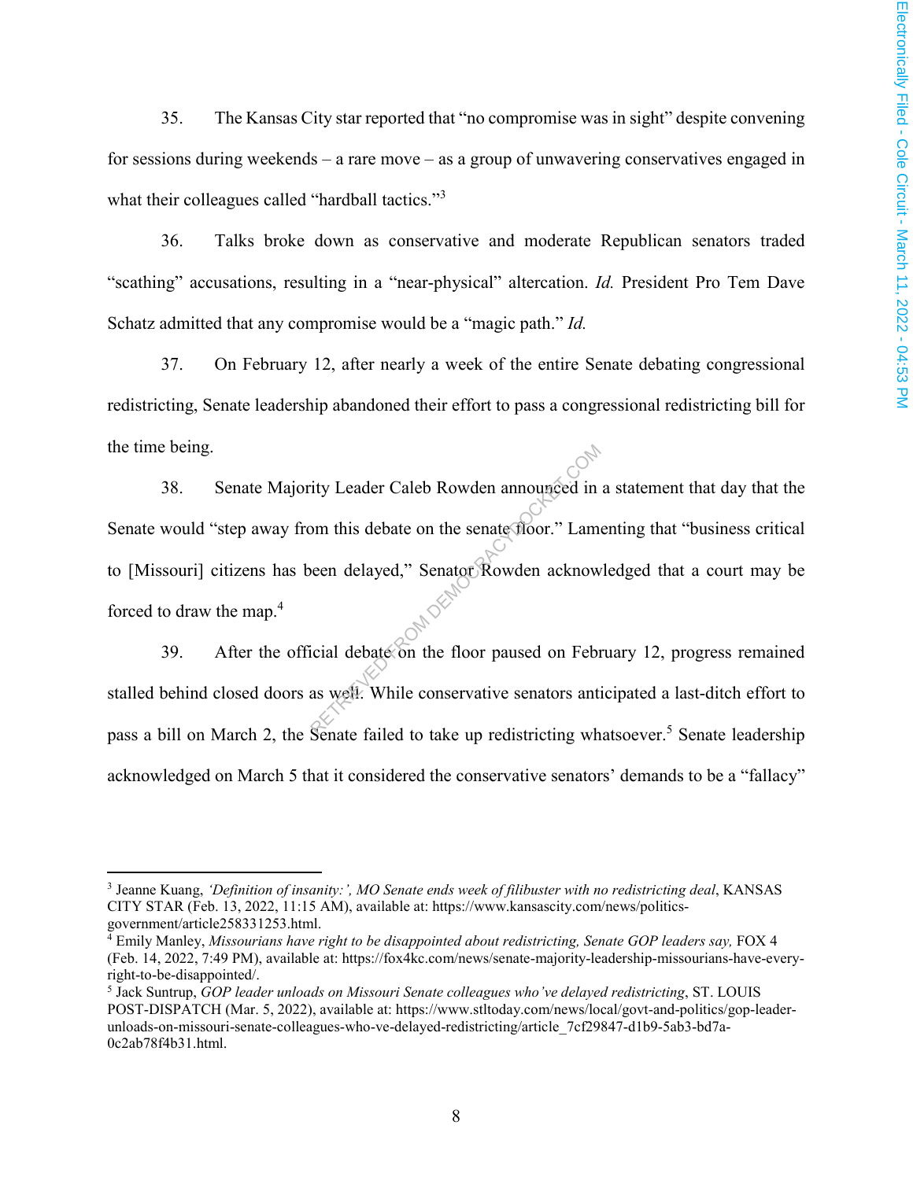35. The Kansas City star reported that "no compromise was in sight" despite convening for sessions during weekends – a rare move – as a group of unwavering conservatives engaged in what their colleagues called "hardball tactics."[3]

36. Talks broke down as conservative and moderate Republican senators traded "scathing" accusations, resulting in a "near-physical" altercation. *Id.* President Pro Tem Dave Schatz admitted that any compromise would be a "magic path." *Id.*

37. On February 12, after nearly a week of the entire Senate debating congressional redistricting, Senate leadership abandoned their effort to pass a congressional redistricting bill for the time being.

38. Senate Majority Leader Caleb Rowden announced in a statement that day that the Senate would "step away from this debate on the senate floor." Lamenting that "business critical to [Missouri] citizens has been delayed," Senator Rowden acknowledged that a court may be forced to draw the map.[4]

39. After the official debate on the floor paused on February 12, progress remained stalled behind closed doors as well. While conservative senators anticipated a last-ditch effort to pass a bill on March 2, the Senate failed to take up redistricting whatsoever.[5] Senate leadership acknowledged on March 5 that it considered the conservative senators' demands to be a "fallacy"

---

[3] Jeanne Kuang, *'Definition of insanity:', MO Senate ends week of filibuster with no redistricting deal*, KANSAS CITY STAR (Feb. 13, 2022, 11:15 AM), available at: https://www.kansascity.com/news/politics-government/article258331253.html.

[4] Emily Manley, *Missourians have right to be disappointed about redistricting, Senate GOP leaders say,* FOX 4 (Feb. 14, 2022, 7:49 PM), available at: https://fox4kc.com/news/senate-majority-leadership-missourians-have-every-right-to-be-disappointed/.

[5] Jack Suntrup, *GOP leader unloads on Missouri Senate colleagues who've delayed redistricting*, ST. LOUIS POST-DISPATCH (Mar. 5, 2022), available at: https://www.stltoday.com/news/local/govt-and-politics/gop-leader-unloads-on-missouri-senate-colleagues-who-ve-delayed-redistricting/article_7cf29847-d1b9-5ab3-bd7a-0c2ab78f4b31.html.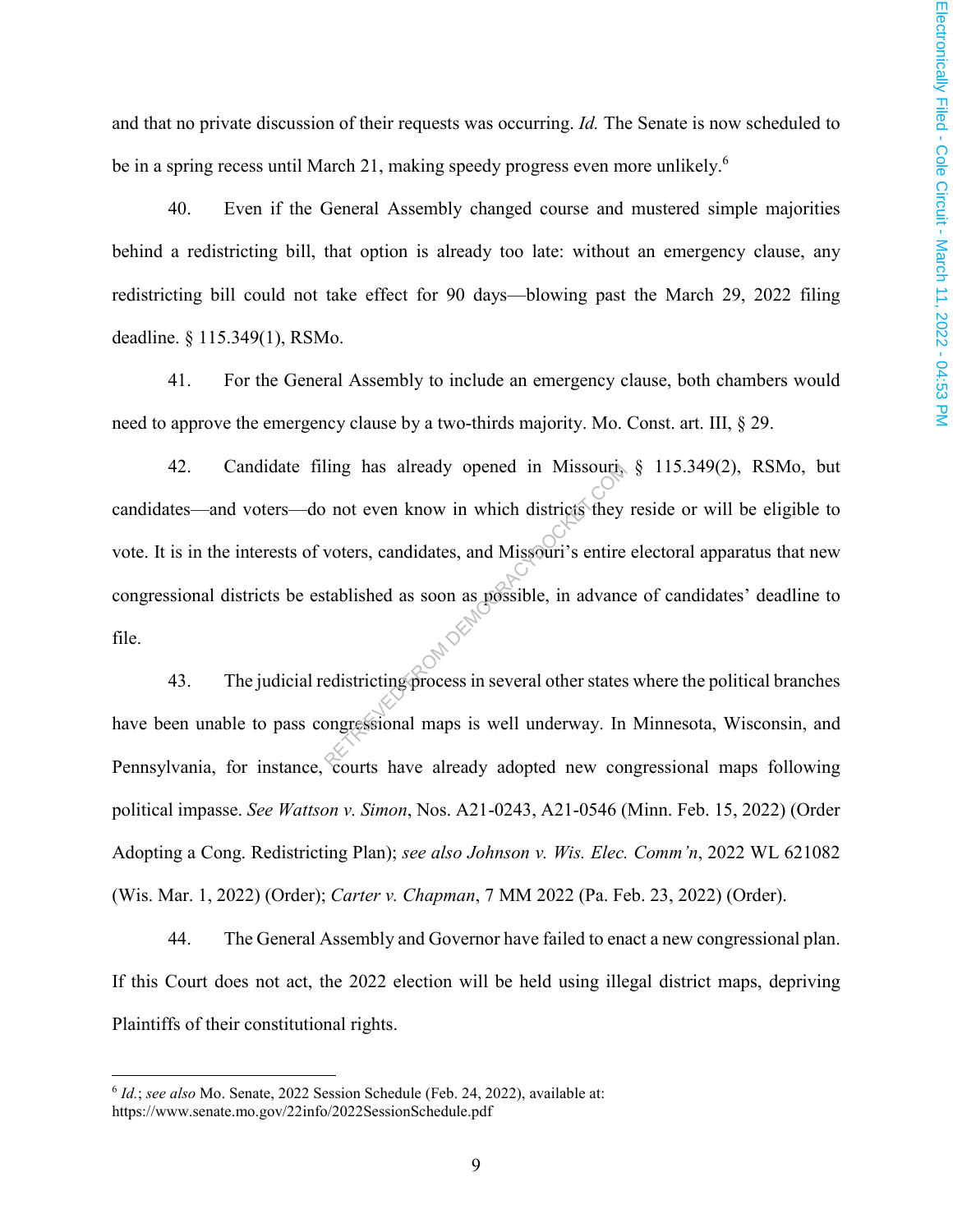and that no private discussion of their requests was occurring. *Id.* The Senate is now scheduled to be in a spring recess until March 21, making speedy progress even more unlikely.[6]

40. Even if the General Assembly changed course and mustered simple majorities behind a redistricting bill, that option is already too late: without an emergency clause, any redistricting bill could not take effect for 90 days—blowing past the March 29, 2022 filing deadline. § 115.349(1), RSMo.

41. For the General Assembly to include an emergency clause, both chambers would need to approve the emergency clause by a two-thirds majority. Mo. Const. art. III, § 29.

42. Candidate filing has already opened in Missouri, § 115.349(2), RSMo, but candidates—and voters—do not even know in which districts they reside or will be eligible to vote. It is in the interests of voters, candidates, and Missouri's entire electoral apparatus that new congressional districts be established as soon as possible, in advance of candidates' deadline to file.

43. The judicial redistricting process in several other states where the political branches have been unable to pass congressional maps is well underway. In Minnesota, Wisconsin, and Pennsylvania, for instance, courts have already adopted new congressional maps following political impasse. *See Wattson v. Simon*, Nos. A21-0243, A21-0546 (Minn. Feb. 15, 2022) (Order Adopting a Cong. Redistricting Plan); *see also Johnson v. Wis. Elec. Comm'n*, 2022 WL 621082 (Wis. Mar. 1, 2022) (Order); *Carter v. Chapman*, 7 MM 2022 (Pa. Feb. 23, 2022) (Order).

44. The General Assembly and Governor have failed to enact a new congressional plan. If this Court does not act, the 2022 election will be held using illegal district maps, depriving Plaintiffs of their constitutional rights.

---

[6] *Id.*; *see also* Mo. Senate, 2022 Session Schedule (Feb. 24, 2022), available at: https://www.senate.mo.gov/22info/2022SessionSchedule.pdf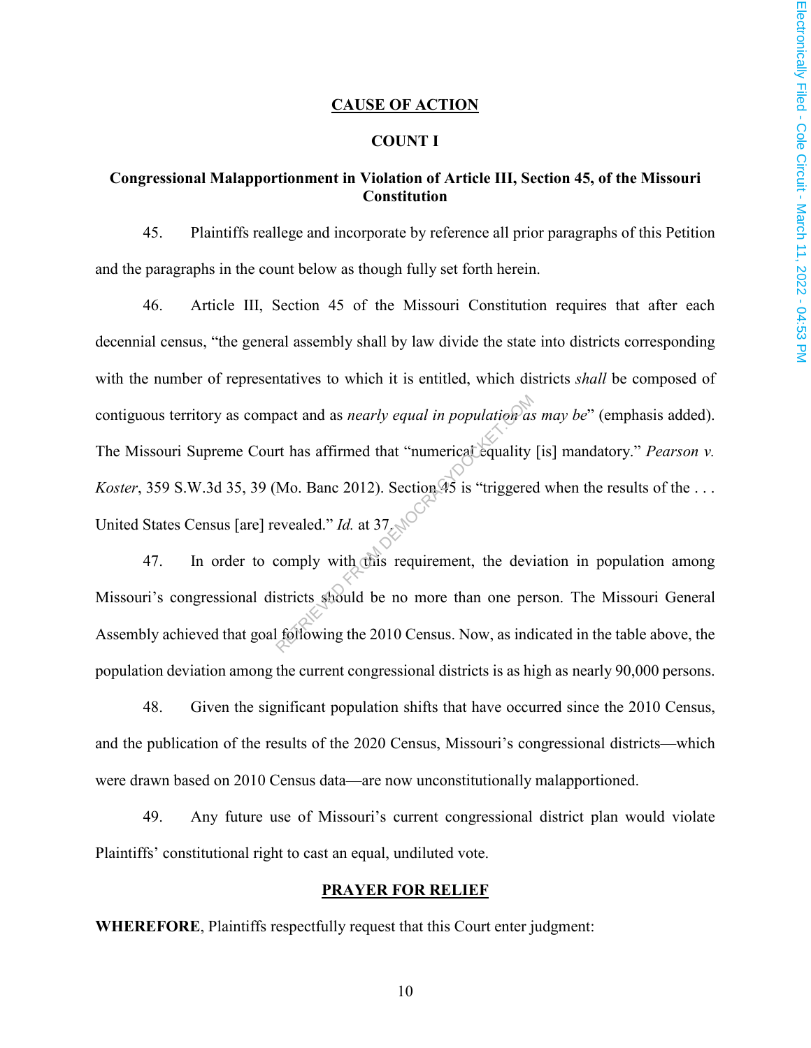## CAUSE OF ACTION

### COUNT I

### Congressional Malapportionment in Violation of Article III, Section 45, of the Missouri Constitution

45. Plaintiffs reallege and incorporate by reference all prior paragraphs of this Petition and the paragraphs in the count below as though fully set forth herein.

46. Article III, Section 45 of the Missouri Constitution requires that after each decennial census, "the general assembly shall by law divide the state into districts corresponding with the number of representatives to which it is entitled, which districts *shall* be composed of contiguous territory as compact and as *nearly equal in population as may be*" (emphasis added). The Missouri Supreme Court has affirmed that "numerical equality [is] mandatory." *Pearson v. Koster*, 359 S.W.3d 35, 39 (Mo. Banc 2012). Section 45 is "triggered when the results of the . . . United States Census [are] revealed." *Id.* at 37.

47. In order to comply with this requirement, the deviation in population among Missouri's congressional districts should be no more than one person. The Missouri General Assembly achieved that goal following the 2010 Census. Now, as indicated in the table above, the population deviation among the current congressional districts is as high as nearly 90,000 persons.

48. Given the significant population shifts that have occurred since the 2010 Census, and the publication of the results of the 2020 Census, Missouri's congressional districts—which were drawn based on 2010 Census data—are now unconstitutionally malapportioned.

49. Any future use of Missouri's current congressional district plan would violate Plaintiffs' constitutional right to cast an equal, undiluted vote.

## PRAYER FOR RELIEF

**WHEREFORE**, Plaintiffs respectfully request that this Court enter judgment: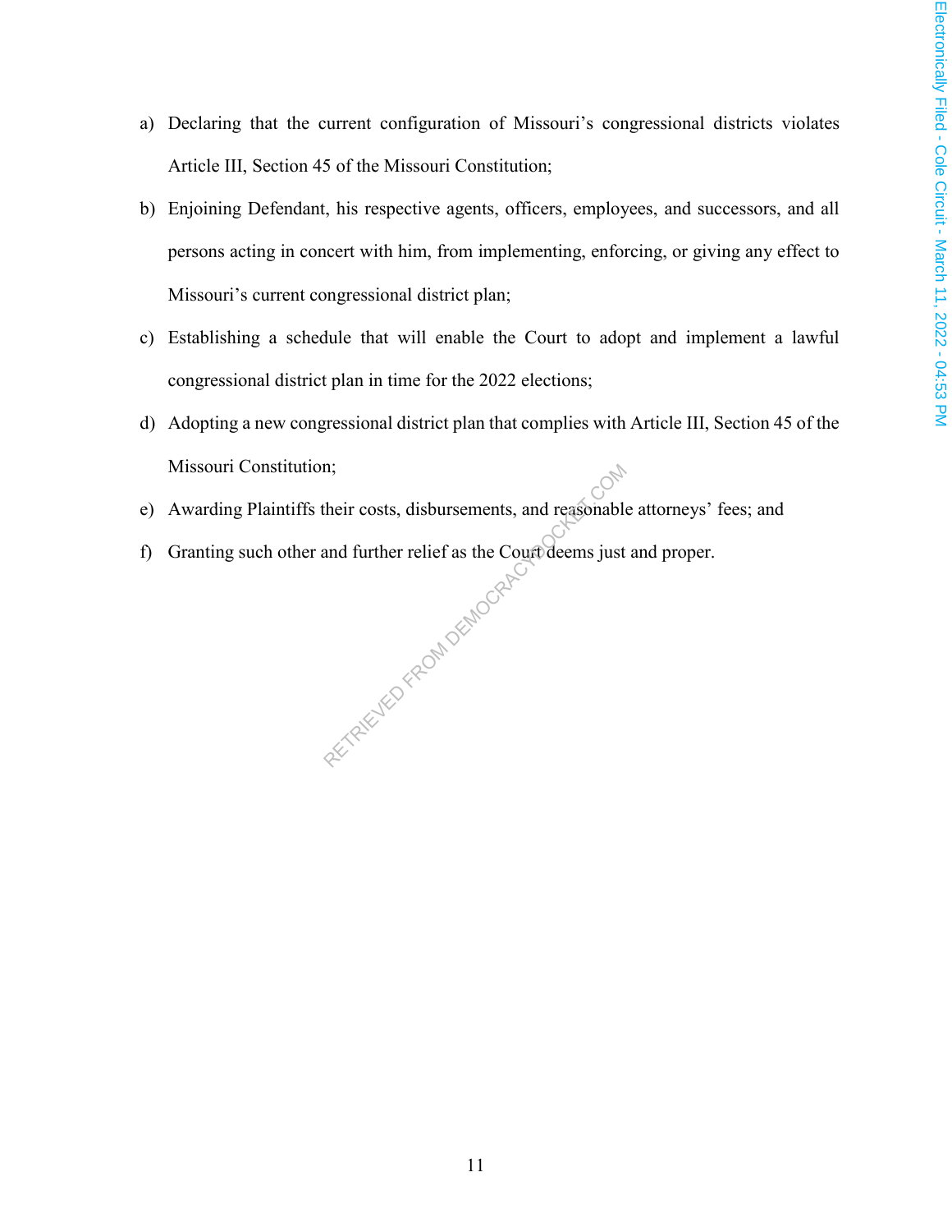a) Declaring that the current configuration of Missouri's congressional districts violates Article III, Section 45 of the Missouri Constitution;

b) Enjoining Defendant, his respective agents, officers, employees, and successors, and all persons acting in concert with him, from implementing, enforcing, or giving any effect to Missouri's current congressional district plan;

c) Establishing a schedule that will enable the Court to adopt and implement a lawful congressional district plan in time for the 2022 elections;

d) Adopting a new congressional district plan that complies with Article III, Section 45 of the Missouri Constitution;

e) Awarding Plaintiffs their costs, disbursements, and reasonable attorneys' fees; and

f) Granting such other and further relief as the Court deems just and proper.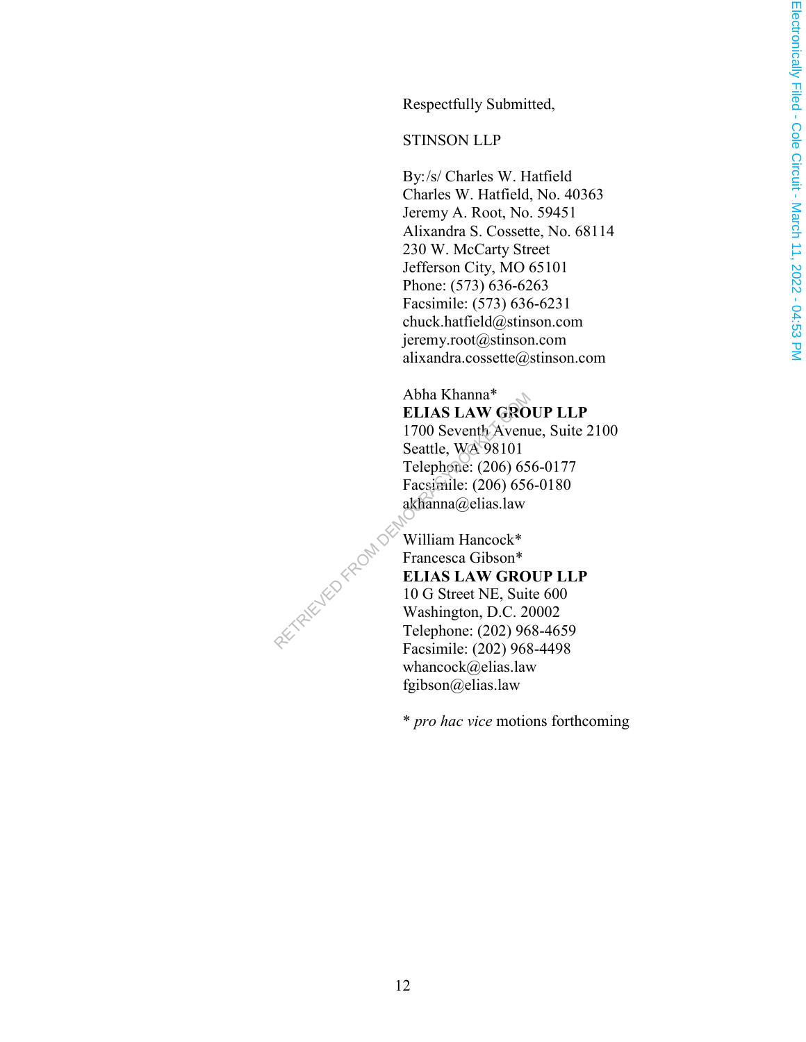Respectfully Submitted,

STINSON LLP

By:/s/ Charles W. Hatfield
Charles W. Hatfield, No. 40363
Jeremy A. Root, No. 59451
Alixandra S. Cossette, No. 68114
230 W. McCarty Street
Jefferson City, MO 65101
Phone: (573) 636-6263
Facsimile: (573) 636-6231
chuck.hatfield@stinson.com
jeremy.root@stinson.com
alixandra.cossette@stinson.com

Abha Khanna*
**ELIAS LAW GROUP LLP**
1700 Seventh Avenue, Suite 2100
Seattle, WA 98101
Telephone: (206) 656-0177
Facsimile: (206) 656-0180
akhanna@elias.law

William Hancock*
Francesca Gibson*
**ELIAS LAW GROUP LLP**
10 G Street NE, Suite 600
Washington, D.C. 20002
Telephone: (202) 968-4659
Facsimile: (202) 968-4498
whancock@elias.law
fgibson@elias.law

* *pro hac vice* motions forthcoming